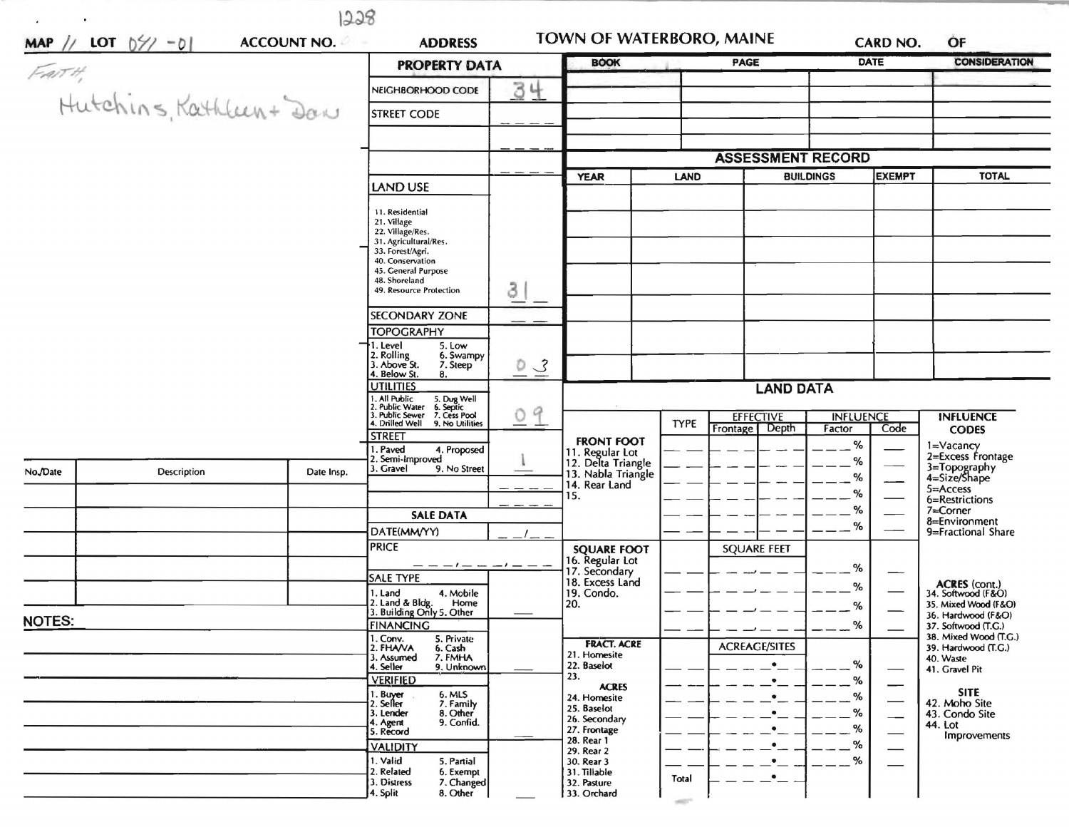1228

**MAP** 11 **LOT** 041-01 **ACCOUNT NO.** **ADDRESS** **TOWN OF WATERBORO, MAINE** **CARD NO.** **OF**

Faith,

Hutchins, Kathleen + Dan

## PROPERTY DATA

| | |
|---|---|
| NEIGHBORHOOD CODE | 34 |
| STREET CODE | |

### LAND USE

11. Residential
21. Village
22. Village/Res.
31. Agricultural/Res.
33. Forest/Agri.
40. Conservation
45. General Purpose
48. Shoreland
49. Resource Protection

31

### SECONDARY ZONE

### TOPOGRAPHY

1. Level
2. Rolling
3. Above St.
4. Below St.
5. Low
6. Swampy
7. Steep
8.

0 3

### UTILITIES

1. All Public
2. Public Water
3. Public Sewer
4. Drilled Well
5. Dug Well
6. Septic
7. Cess Pool
9. No Utilities

0 9

### STREET

1. Paved
2. Semi-Improved
3. Gravel
4. Proposed
9. No Street

1

### SALE DATA

DATE(MM/YY)

PRICE

### SALE TYPE

1. Land
2. Land & Bldg.
3. Building Only
4. Mobile Home
5. Other

### FINANCING

1. Conv.
2. FHA/VA
3. Assumed
4. Seller
5. Private
6. Cash
7. FMHA
9. Unknown

### VERIFIED

1. Buyer
2. Seller
3. Lender
4. Agent
5. Record
6. MLS
7. Family
8. Other
9. Confid.

### VALIDITY

1. Valid
2. Related
3. Distress
4. Split
5. Partial
6. Exempt
7. Changed
8. Other

| BOOK | PAGE | DATE | CONSIDERATION |
|---|---|---|---|
| | | | |
| | | | |
| | | | |
| | | | |

## ASSESSMENT RECORD

| YEAR | LAND | BUILDINGS | EXEMPT | TOTAL |
|---|---|---|---|---|
| | | | | |
| | | | | |
| | | | | |
| | | | | |
| | | | | |
| | | | | |
| | | | | |

## LAND DATA

| | TYPE | EFFECTIVE Frontage | EFFECTIVE Depth | INFLUENCE Factor | INFLUENCE Code |
|---|---|---|---|---|---|
| FRONT FOOT | | | | | |
| 11. Regular Lot | | | | % | |
| 12. Delta Triangle | | | | % | |
| 13. Nabla Triangle | | | | % | |
| 14. Rear Land | | | | % | |
| 15. | | | | % | |
| | | | | % | |
| SQUARE FOOT | | SQUARE FEET | | | |
| 16. Regular Lot | | | | % | |
| 17. Secondary | | | | % | |
| 18. Excess Land | | | | % | |
| 19. Condo. | | | | % | |
| 20. | | | | | |
| FRACT. ACRE | | ACREAGE/SITES | | | |
| 21. Homesite | | | | % | |
| 22. Baselot | | | | % | |
| 23. | | | | % | |
| ACRES | | | | | |
| 24. Homesite | | | | % | |
| 25. Baselot | | | | % | |
| 26. Secondary | | | | % | |
| 27. Frontage | | | | % | |
| 28. Rear 1 | | | | % | |
| 29. Rear 2 | | | | | |
| 30. Rear 3 | | | | | |
| 31. Tillable | Total | | | | |
| 32. Pasture | | | | | |
| 33. Orchard | | | | | |

### INFLUENCE CODES

1=Vacancy
2=Excess Frontage
3=Topography
4=Size/Shape
5=Access
6=Restrictions
7=Corner
8=Environment
9=Fractional Share

### ACRES (cont.)

34. Softwood (F&O)
35. Mixed Wood (F&O)
36. Hardwood (F&O)
37. Softwood (T.G.)
38. Mixed Wood (T.G.)
39. Hardwood (T.G.)
40. Waste
41. Gravel Pit

### SITE

42. Moho Site
43. Condo Site
44. Lot Improvements

| No./Date | Description | Date Insp. |
|---|---|---|
| | | |
| | | |
| | | |
| | | |
| | | |
| | | |

**NOTES:**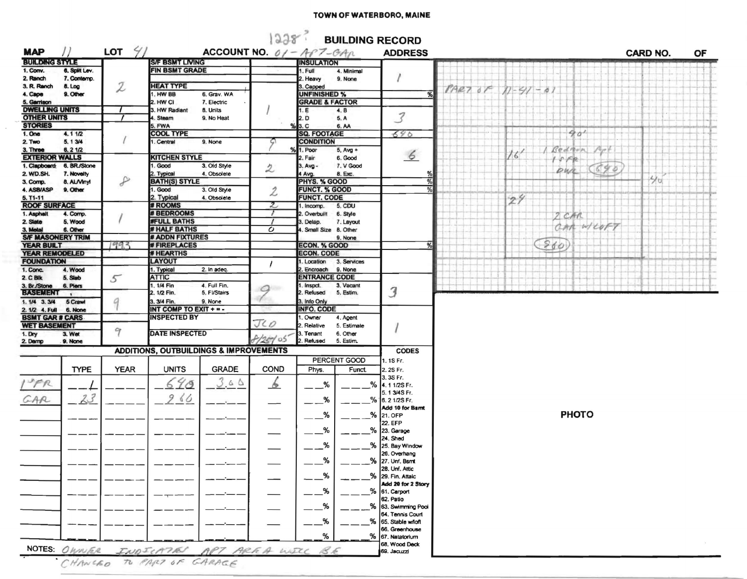# TOWN OF WATERBORO, MAINE

## BUILDING RECORD

1228?

**MAP** 11 **LOT** 41 **ACCOUNT NO.** 01-APT-GAR **ADDRESS** **CARD NO.** **OF**

| | | | | | | |
|---|---|---|---|---|---|---|
| **BUILDING STYLE**<br>1. Conv. 6. Split Lev.<br>2. Ranch 7. Contemp.<br>3. R. Ranch 8. Log<br>4. Cape 9. Other<br>5. Garrison | 2 | **S/F BSMT LIVING** | | **INSULATION**<br>1. Full 4. Minimal<br>2. Heavy 9. None<br>3. Capped | 1 |
| | | **FIN BSMT GRADE** | | | |
| | | **HEAT TYPE**<br>1. HW BB 6. Grav. WA<br>2. HW CI 7. Electric<br>3. HW Radiant 8. Units<br>4. Steam 9. No Heat<br>5. FWA | 1 % | **UNFINISHED %** | % |
| **DWELLING UNITS** | 1 | | | **GRADE & FACTOR**<br>1. E 4. B<br>2. D 5. A<br>3. C 6. AA | 3 % |
| **OTHER UNITS** | 1 | | | | |
| **STORIES**<br>1. One 4. 1 1/2<br>2. Two 5. 1 3/4<br>3. Three 6. 2 1/2 | 1 | **COOL TYPE**<br>1. Central 9. None | 9 % | **SQ. FOOTAGE** | 640 |
| | | | | **CONDITION**<br>1. Poor 5. Avg +<br>2. Fair 6. Good<br>3. Avg - 7. V Good<br>4 Avg. 8. Exc. | 6 |
| **EXTERIOR WALLS**<br>1. Clapboard 6. BR/Stone<br>2. WD.SH. 7. Novelty<br>3. Comp. 8. AL/Vinyl<br>4. ASB/ASP 9. Other<br>5. T1-11 | 8 | **KITCHEN STYLE**<br>1. Good 3. Old Style<br>2. Typical 4. Obsolete | 2 | | |
| | | **BATH(S) STYLE**<br>1. Good 3. Old Style<br>2. Typical 4. Obsolete | 2 | **PHYS. % GOOD** | % |
| | | | | **FUNCT. % GOOD** | % |
| **ROOF SURFACE**<br>1. Asphalt 4. Comp.<br>2. Slate 5. Wood<br>3. Metal 6. Other | 1 | **# ROOMS** | 2 | **FUNCT. CODE**<br>1. Incomp. 5. CDU<br>2. Overbuilt 6. Style<br>3. Delap. 7. Layout<br>4. Small Size 8. Other<br>9. None | |
| | | **# BEDROOMS** | 1 | | |
| | | **#FULL BATHS** | 1 | | |
| | | **# HALF BATHS** | 0 | | |
| **S/F MASONERY TRIM** | | **# ADDN FIXTURES** | | | |
| **YEAR BUILT** | 1993 | **# FIREPLACES** | | **ECON. % GOOD** | % |
| **YEAR REMODELED** | | **# HEARTHS** | | **ECON. CODE**<br>1. Location 3. Services<br>2. Encroach 9. None | |
| **FOUNDATION**<br>1. Conc. 4. Wood<br>2. C Blk 5. Slab<br>3. Br./Stone 6. Piers | 5 | **LAYOUT**<br>1. Typical 2. In adeq. | 1 | | |
| | | **ATTIC**<br>1. 1/4 Fin 4. Full Fin.<br>2. 1/2 Fin. 5. Fl/Stairs<br>3. 3/4 Fin. 9. None | 9 | **ENTRANCE CODE**<br>1. Inspct. 3. Vacant<br>2. Refused 5. Estim.<br>3. Info Only | 3 |
| **BASEMENT**<br>1. 1/4 3. 3/4 5 Crawl<br>2. 1/2 4. Full 6. None | 9 | **INT COMP TO EXIT + = -** | | | |
| **BSMT GAR # CARS** | | **INSPECTED BY** | JCO | **INFO. CODE**<br>1. Owner 4. Agent<br>2. Relative 5. Estimate<br>3. Tenant 6. Other<br>2. Refused 5. Estim. | 1 |
| **WET BASEMENT**<br>1. Dry 3. Wet<br>2. Damp 9. None | 9 | **DATE INSPECTED** | 8/25/05 | | |

Sketch: PART OF 11-41-01

90'

16' — 1 Bedroom Apt 1 S FR OWL (640)

24' — 2 CAR GAR w/LOFT (960)

40'

## ADDITIONS, OUTBUILDINGS & IMPROVEMENTS

| | TYPE | YEAR | UNITS | GRADE | COND | PERCENT GOOD Phys. | PERCENT GOOD Funct. |
|---|---|---|---|---|---|---|---|
| 1S FR | 1 | | 640 | 3.00 | 6 | % | % |
| GAR | 23 | | 960 | | | % | % |
| | | | | | | % | % |
| | | | | | | % | % |
| | | | | | | % | % |
| | | | | | | % | % |
| | | | | | | % | % |
| | | | | | | % | % |
| | | | | | | % | % |
| | | | | | | % | % |
| | | | | | | % | % |

**CODES**
1. 1S Fr.
2. 2S Fr.
3. 3S Fr.
4. 1 1/2S Fr.
5. 1 3/4S Fr.
6. 2 1/2S Fr.
Add 10 for Bsmt
21. OFP
22. EFP
23. Garage
24. Shed
25. Bay Window
26. Overhang
27. Unf. Bsmt
28. Unf. Attic
29. Fin. Attaic
Add 20 for 2 Story
61. Carport
62. Patio
63. Swimming Pool
64. Tennis Court
65. Stable w/loft
66. Greenhouse
67. Natatorium
68. Wood Deck
69. Jacuzzi

**PHOTO**

NOTES: OWNER INDICATES APT AREA WILL BE CHANGED TO PART OF GARAGE